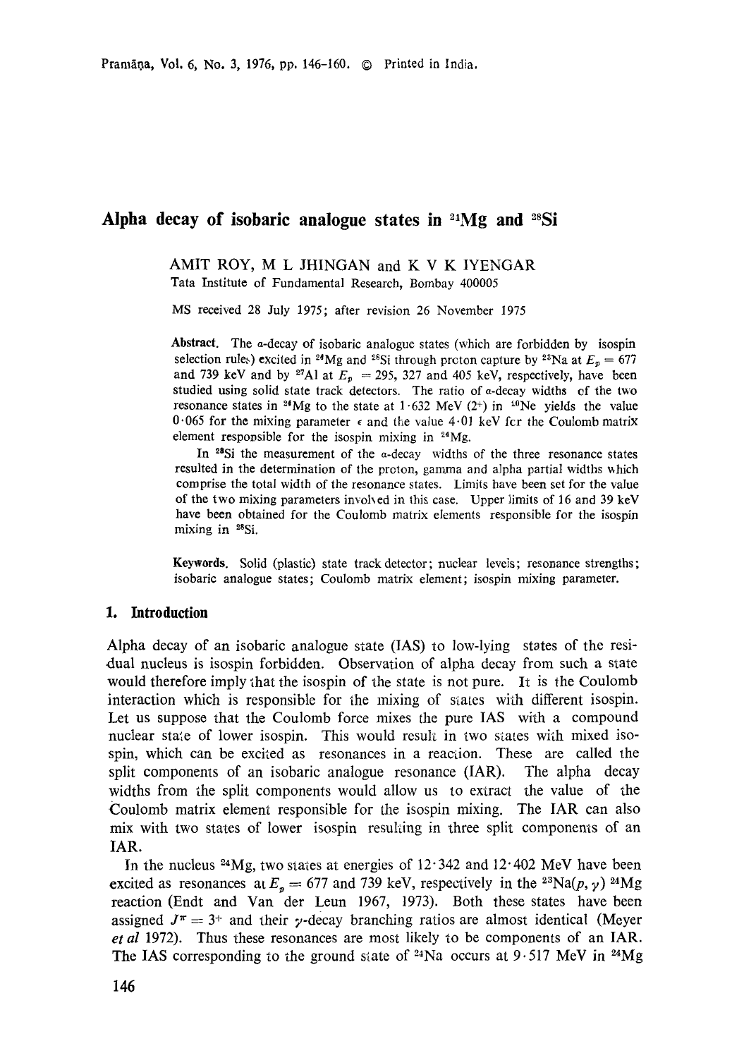# Alpha decay of isobaric analogue states in $^{24}$Mg and $^{28}$Si

AMIT ROY, M L JHINGAN and K V K IYENGAR
Tata Institute of Fundamental Research, Bombay 400005

MS received 28 July 1975; after revision 26 November 1975

**Abstract.** The $\alpha$-decay of isobaric analogue states (which are forbidden by isospin selection rules) excited in $^{24}$Mg and $^{28}$Si through proton capture by $^{23}$Na at $E_p = 677$ and 739 keV and by $^{27}$Al at $E_p = 295$, 327 and 405 keV, respectively, have been studied using solid state track detectors. The ratio of $\alpha$-decay widths of the two resonance states in $^{24}$Mg to the state at 1·632 MeV ($2^+$) in $^{20}$Ne yields the value 0·065 for the mixing parameter $\epsilon$ and the value 4·01 keV for the Coulomb matrix element responsible for the isospin mixing in $^{24}$Mg.

In $^{28}$Si the measurement of the $\alpha$-decay widths of the three resonance states resulted in the determination of the proton, gamma and alpha partial widths which comprise the total width of the resonance states. Limits have been set for the value of the two mixing parameters involved in this case. Upper limits of 16 and 39 keV have been obtained for the Coulomb matrix elements responsible for the isospin mixing in $^{28}$Si.

**Keywords.** Solid (plastic) state track detector; nuclear levels; resonance strengths; isobaric analogue states; Coulomb matrix element; isospin mixing parameter.

## 1. Introduction

Alpha decay of an isobaric analogue state (IAS) to low-lying states of the residual nucleus is isospin forbidden. Observation of alpha decay from such a state would therefore imply that the isospin of the state is not pure. It is the Coulomb interaction which is responsible for the mixing of states with different isospin. Let us suppose that the Coulomb force mixes the pure IAS with a compound nuclear state of lower isospin. This would result in two states with mixed isospin, which can be excited as resonances in a reaction. These are called the split components of an isobaric analogue resonance (IAR). The alpha decay widths from the split components would allow us to extract the value of the Coulomb matrix element responsible for the isospin mixing. The IAR can also mix with two states of lower isospin resulting in three split components of an IAR.

In the nucleus $^{24}$Mg, two states at energies of 12·342 and 12·402 MeV have been excited as resonances at $E_p = 677$ and 739 keV, respectively in the $^{23}$Na$(p, \gamma)$ $^{24}$Mg reaction (Endt and Van der Leun 1967, 1973). Both these states have been assigned $J^\pi = 3^+$ and their $\gamma$-decay branching ratios are almost identical (Meyer *et al* 1972). Thus these resonances are most likely to be components of an IAR. The IAS corresponding to the ground state of $^{24}$Na occurs at 9·517 MeV in $^{24}$Mg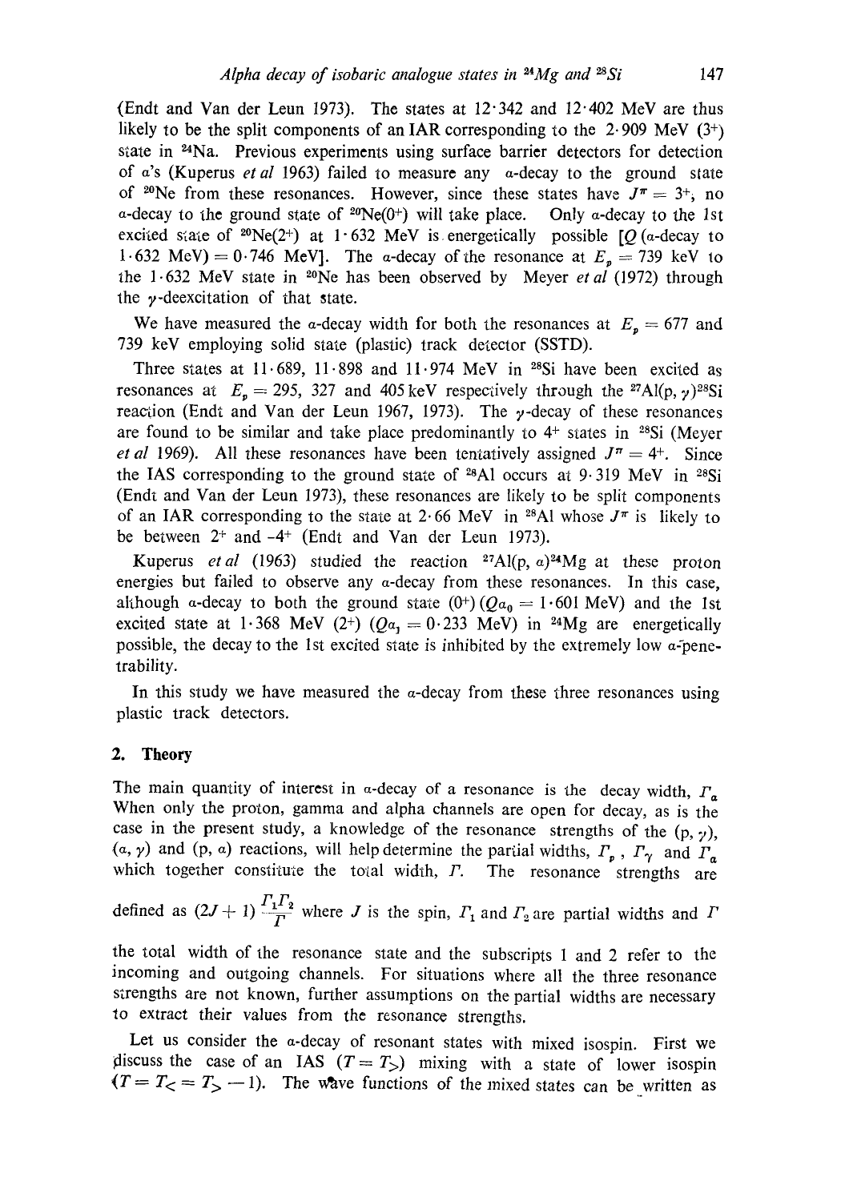(Endt and Van der Leun 1973). The states at 12·342 and 12·402 MeV are thus likely to be the split components of an IAR corresponding to the 2·909 MeV ($3^+$) state in $^{24}Na$. Previous experiments using surface barrier detectors for detection of $\alpha$'s (Kuperus *et al* 1963) failed to measure any $\alpha$-decay to the ground state of $^{20}Ne$ from these resonances. However, since these states have $J^\pi = 3^+$, no $\alpha$-decay to the ground state of $^{20}Ne(0^+)$ will take place. Only $\alpha$-decay to the 1st excited state of $^{20}Ne(2^+)$ at 1·632 MeV is energetically possible [$Q$ ($\alpha$-decay to 1·632 MeV) = 0·746 MeV]. The $\alpha$-decay of the resonance at $E_p = 739$ keV to the 1·632 MeV state in $^{20}Ne$ has been observed by Meyer *et al* (1972) through the $\gamma$-deexcitation of that state.

We have measured the $\alpha$-decay width for both the resonances at $E_p = 677$ and 739 keV employing solid state (plastic) track detector (SSTD).

Three states at 11·689, 11·898 and 11·974 MeV in $^{28}Si$ have been excited as resonances at $E_p = 295$, 327 and 405 keV respectively through the $^{27}Al(p, \gamma)^{28}Si$ reaction (Endt and Van der Leun 1967, 1973). The $\gamma$-decay of these resonances are found to be similar and take place predominantly to $4^+$ states in $^{28}Si$ (Meyer *et al* 1969). All these resonances have been tentatively assigned $J^\pi = 4^+$. Since the IAS corresponding to the ground state of $^{28}Al$ occurs at 9·319 MeV in $^{28}Si$ (Endt and Van der Leun 1973), these resonances are likely to be split components of an IAR corresponding to the state at 2·66 MeV in $^{28}Al$ whose $J^\pi$ is likely to be between $2^+$ and $-4^+$ (Endt and Van der Leun 1973).

Kuperus *et al* (1963) studied the reaction $^{27}Al(p, \alpha)^{24}Mg$ at these proton energies but failed to observe any $\alpha$-decay from these resonances. In this case, although $\alpha$-decay to both the ground state ($0^+$) ($Q\alpha_0 = 1·601$ MeV) and the 1st excited state at 1·368 MeV ($2^+$) ($Q\alpha_1 = 0·233$ MeV) in $^{24}Mg$ are energetically possible, the decay to the 1st excited state is inhibited by the extremely low $\alpha$-penetrability.

In this study we have measured the $\alpha$-decay from these three resonances using plastic track detectors.

## 2. Theory

The main quantity of interest in $\alpha$-decay of a resonance is the decay width, $\Gamma_\alpha$ When only the proton, gamma and alpha channels are open for decay, as is the case in the present study, a knowledge of the resonance strengths of the (p, $\gamma$), ($\alpha$, $\gamma$) and (p, $\alpha$) reactions, will help determine the partial widths, $\Gamma_p$, $\Gamma_\gamma$ and $\Gamma_\alpha$ which together constitute the total width, $\Gamma$. The resonance strengths are defined as $(2J+1)\dfrac{\Gamma_1\Gamma_2}{\Gamma}$ where $J$ is the spin, $\Gamma_1$ and $\Gamma_2$ are partial widths and $\Gamma$ the total width of the resonance state and the subscripts 1 and 2 refer to the incoming and outgoing channels. For situations where all the three resonance strengths are not known, further assumptions on the partial widths are necessary to extract their values from the resonance strengths.

Let us consider the $\alpha$-decay of resonant states with mixed isospin. First we discuss the case of an IAS ($T = T_>$) mixing with a state of lower isospin ($T = T_< = T_> - 1$). The wave functions of the mixed states can be written as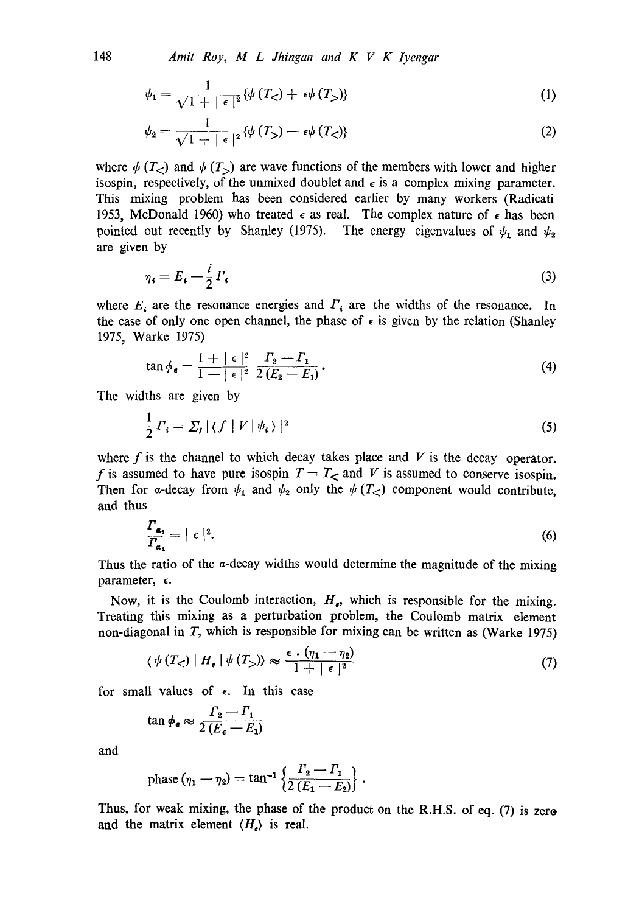$$\psi_1 = \frac{1}{\sqrt{1+|\epsilon|^2}} \{\psi(T_<) + \epsilon\psi(T_>)\} \tag{1}$$

$$\psi_2 = \frac{1}{\sqrt{1+|\epsilon|^2}} \{\psi(T_>) - \epsilon\psi(T_<)\} \tag{2}$$

where $\psi(T_<)$ and $\psi(T_>)$ are wave functions of the members with lower and higher isospin, respectively, of the unmixed doublet and $\epsilon$ is a complex mixing parameter. This mixing problem has been considered earlier by many workers (Radicati 1953, McDonald 1960) who treated $\epsilon$ as real. The complex nature of $\epsilon$ has been pointed out recently by Shanley (1975). The energy eigenvalues of $\psi_1$ and $\psi_2$ are given by

$$\eta_i = E_i - \frac{i}{2}\Gamma_i \tag{3}$$

where $E_i$ are the resonance energies and $\Gamma_i$ are the widths of the resonance. In the case of only one open channel, the phase of $\epsilon$ is given by the relation (Shanley 1975, Warke 1975)

$$\tan\phi_\epsilon = \frac{1+|\epsilon|^2}{1-|\epsilon|^2} \frac{\Gamma_2 - \Gamma_1}{2(E_2 - E_1)}. \tag{4}$$

The widths are given by

$$\frac{1}{2}\Gamma_i = \Sigma_f |\langle f \mid V \mid \psi_i \rangle|^2 \tag{5}$$

where $f$ is the channel to which decay takes place and $V$ is the decay operator. $f$ is assumed to have pure isospin $T = T_<$ and $V$ is assumed to conserve isospin. Then for $\alpha$-decay from $\psi_1$ and $\psi_2$ only the $\psi(T_<)$ component would contribute, and thus

$$\frac{\Gamma_{\alpha_2}}{\Gamma_{\alpha_1}} = |\epsilon|^2. \tag{6}$$

Thus the ratio of the $\alpha$-decay widths would determine the magnitude of the mixing parameter, $\epsilon$.

Now, it is the Coulomb interaction, $H_c$, which is responsible for the mixing. Treating this mixing as a perturbation problem, the Coulomb matrix element non-diagonal in $T$, which is responsible for mixing can be written as (Warke 1975)

$$\langle \psi(T_<) \mid H_c \mid \psi(T_>) \rangle \approx \frac{\epsilon \cdot (\eta_1 - \eta_2)}{1+|\epsilon|^2} \tag{7}$$

for small values of $\epsilon$. In this case

$$\tan\phi_\epsilon \approx \frac{\Gamma_2 - \Gamma_1}{2(E_\epsilon - E_1)}$$

and

$$\text{phase}(\eta_1 - \eta_2) = \tan^{-1}\left\{\frac{\Gamma_2 - \Gamma_1}{2(E_1 - E_2)}\right\}.$$

Thus, for weak mixing, the phase of the product on the R.H.S. of eq. (7) is zero and the matrix element $\langle H_c \rangle$ is real.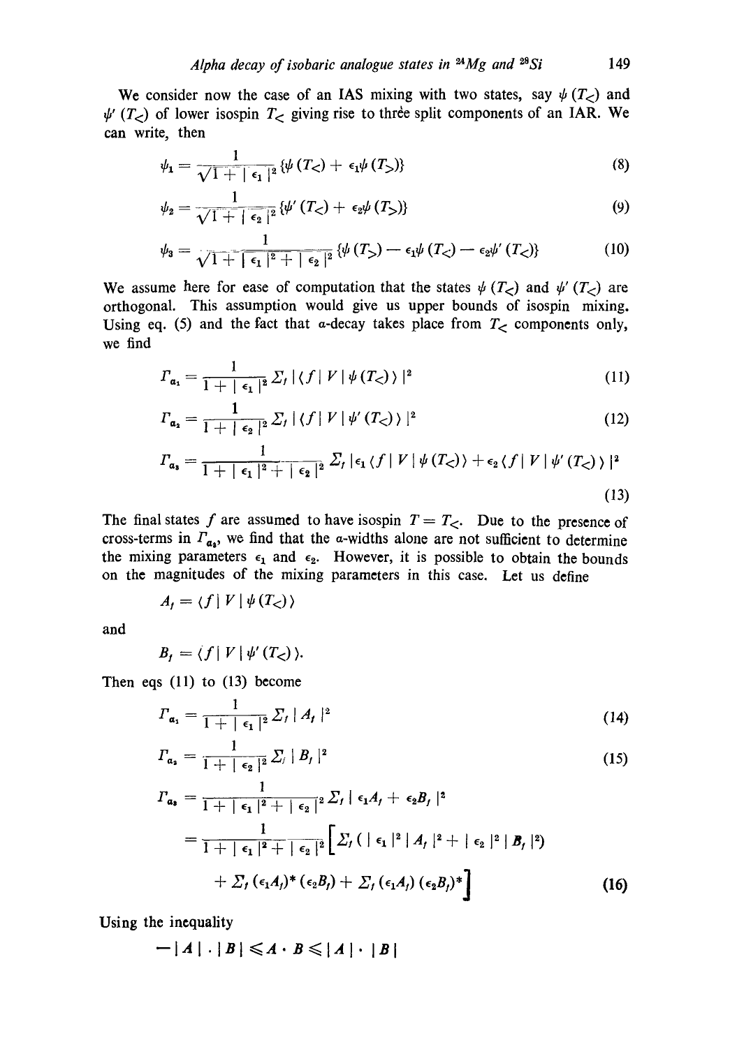We consider now the case of an IAS mixing with two states, say $\psi(T_<)$ and $\psi'(T_<)$ of lower isospin $T_<$ giving rise to three split components of an IAR. We can write, then

$$\psi_1 = \frac{1}{\sqrt{1+|\epsilon_1|^2}}\{\psi(T_<) + \epsilon_1\psi(T_>)\} \tag{8}$$

$$\psi_2 = \frac{1}{\sqrt{1+|\epsilon_2|^2}}\{\psi'(T_<) + \epsilon_2\psi(T_>)\} \tag{9}$$

$$\psi_3 = \frac{1}{\sqrt{1+|\epsilon_1|^2+|\epsilon_2|^2}}\{\psi(T_>) - \epsilon_1\psi(T_<) - \epsilon_2\psi'(T_<)\} \tag{10}$$

We assume here for ease of computation that the states $\psi(T_<)$ and $\psi'(T_<)$ are orthogonal. This assumption would give us upper bounds of isospin mixing. Using eq. (5) and the fact that $\alpha$-decay takes place from $T_<$ components only, we find

$$\Gamma_{\alpha_1} = \frac{1}{1+|\epsilon_1|^2}\Sigma_f |\langle f|V|\psi(T_<)\rangle|^2 \tag{11}$$

$$\Gamma_{\alpha_2} = \frac{1}{1+|\epsilon_2|^2}\Sigma_f |\langle f|V|\psi'(T_<)\rangle|^2 \tag{12}$$

$$\Gamma_{\alpha_3} = \frac{1}{1+|\epsilon_1|^2+|\epsilon_2|^2}\Sigma_f |\epsilon_1\langle f|V|\psi(T_<)\rangle + \epsilon_2\langle f|V|\psi'(T_<)\rangle|^2 \tag{13}$$

The final states $f$ are assumed to have isospin $T = T_<$. Due to the presence of cross-terms in $\Gamma_{\alpha_3}$, we find that the $\alpha$-widths alone are not sufficient to determine the mixing parameters $\epsilon_1$ and $\epsilon_2$. However, it is possible to obtain the bounds on the magnitudes of the mixing parameters in this case. Let us define

$$A_f = \langle f|V|\psi(T_<)\rangle$$

and

$$B_f = \langle f|V|\psi'(T_<)\rangle.$$

Then eqs (11) to (13) become

$$\Gamma_{\alpha_1} = \frac{1}{1+|\epsilon_1|^2}\Sigma_f |A_f|^2 \tag{14}$$

$$\Gamma_{\alpha_2} = \frac{1}{1+|\epsilon_2|^2}\Sigma_f |B_f|^2 \tag{15}$$

$$\begin{aligned}\Gamma_{\alpha_3} &= \frac{1}{1+|\epsilon_1|^2+|\epsilon_2|^2}\Sigma_f |\epsilon_1 A_f + \epsilon_2 B_f|^2 \\ &= \frac{1}{1+|\epsilon_1|^2+|\epsilon_2|^2}\Big[\Sigma_f (|\epsilon_1|^2|A_f|^2 + |\epsilon_2|^2|B_f|^2) \\ &\quad + \Sigma_f (\epsilon_1 A_f)^*(\epsilon_2 B_f) + \Sigma_f (\epsilon_1 A_f)(\epsilon_2 B_f)^*\Big]\end{aligned} \tag{16}$$

Using the inequality

$$-|A|\cdot|B| \leqslant A\cdot B \leqslant |A|\cdot|B|$$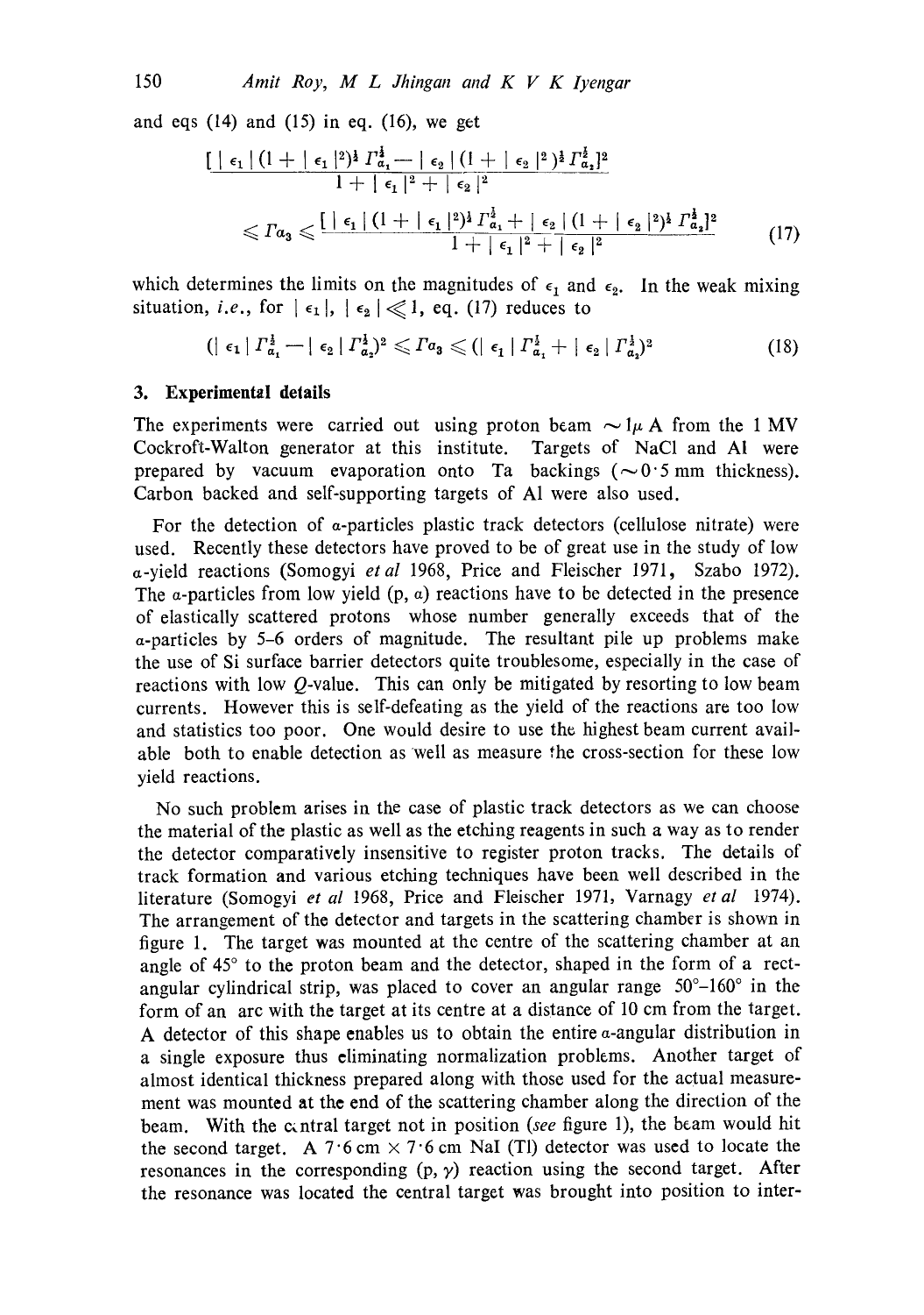and eqs (14) and (15) in eq. (16), we get

$$\frac{[\,|\epsilon_1|(1+|\epsilon_1|^2)^{\frac{1}{2}}\Gamma_{a_1}^{\frac{1}{2}} - |\epsilon_2|(1+|\epsilon_2|^2)^{\frac{1}{2}}\Gamma_{a_2}^{\frac{1}{2}}]^2}{1+|\epsilon_1|^2+|\epsilon_2|^2}$$

$$\leqslant \Gamma_{a_3} \leqslant \frac{[\,|\epsilon_1|(1+|\epsilon_1|^2)^{\frac{1}{2}}\Gamma_{a_1}^{\frac{1}{2}} + |\epsilon_2|(1+|\epsilon_2|^2)^{\frac{1}{2}}\Gamma_{a_2}^{\frac{1}{2}}]^2}{1+|\epsilon_1|^2+|\epsilon_2|^2} \tag{17}$$

which determines the limits on the magnitudes of $\epsilon_1$ and $\epsilon_2$. In the weak mixing situation, *i.e.*, for $|\epsilon_1|$, $|\epsilon_2| \ll 1$, eq. (17) reduces to

$$(|\epsilon_1|\Gamma_{a_1}^{\frac{1}{2}} - |\epsilon_2|\Gamma_{a_2}^{\frac{1}{2}})^2 \leqslant \Gamma_{a_3} \leqslant (|\epsilon_1|\Gamma_{a_1}^{\frac{1}{2}} + |\epsilon_2|\Gamma_{a_2}^{\frac{1}{2}})^2 \tag{18}$$

## 3. Experimental details

The experiments were carried out using proton beam $\sim 1\mu$ A from the 1 MV Cockroft-Walton generator at this institute. Targets of NaCl and Al were prepared by vacuum evaporation onto Ta backings ($\sim 0{\cdot}5$ mm thickness). Carbon backed and self-supporting targets of Al were also used.

For the detection of $\alpha$-particles plastic track detectors (cellulose nitrate) were used. Recently these detectors have proved to be of great use in the study of low $\alpha$-yield reactions (Somogyi *et al* 1968, Price and Fleischer 1971, Szabo 1972). The $\alpha$-particles from low yield (p, $\alpha$) reactions have to be detected in the presence of elastically scattered protons whose number generally exceeds that of the $\alpha$-particles by 5–6 orders of magnitude. The resultant pile up problems make the use of Si surface barrier detectors quite troublesome, especially in the case of reactions with low $Q$-value. This can only be mitigated by resorting to low beam currents. However this is self-defeating as the yield of the reactions are too low and statistics too poor. One would desire to use the highest beam current available both to enable detection as well as measure the cross-section for these low yield reactions.

No such problem arises in the case of plastic track detectors as we can choose the material of the plastic as well as the etching reagents in such a way as to render the detector comparatively insensitive to register proton tracks. The details of track formation and various etching techniques have been well described in the literature (Somogyi *et al* 1968, Price and Fleischer 1971, Varnagy *et al* 1974). The arrangement of the detector and targets in the scattering chamber is shown in figure 1. The target was mounted at the centre of the scattering chamber at an angle of 45° to the proton beam and the detector, shaped in the form of a rectangular cylindrical strip, was placed to cover an angular range 50°–160° in the form of an arc with the target at its centre at a distance of 10 cm from the target. A detector of this shape enables us to obtain the entire $\alpha$-angular distribution in a single exposure thus eliminating normalization problems. Another target of almost identical thickness prepared along with those used for the actual measurement was mounted at the end of the scattering chamber along the direction of the beam. With the central target not in position (*see* figure 1), the beam would hit the second target. A 7·6 cm × 7·6 cm NaI (Tl) detector was used to locate the resonances in the corresponding (p, $\gamma$) reaction using the second target. After the resonance was located the central target was brought into position to inter-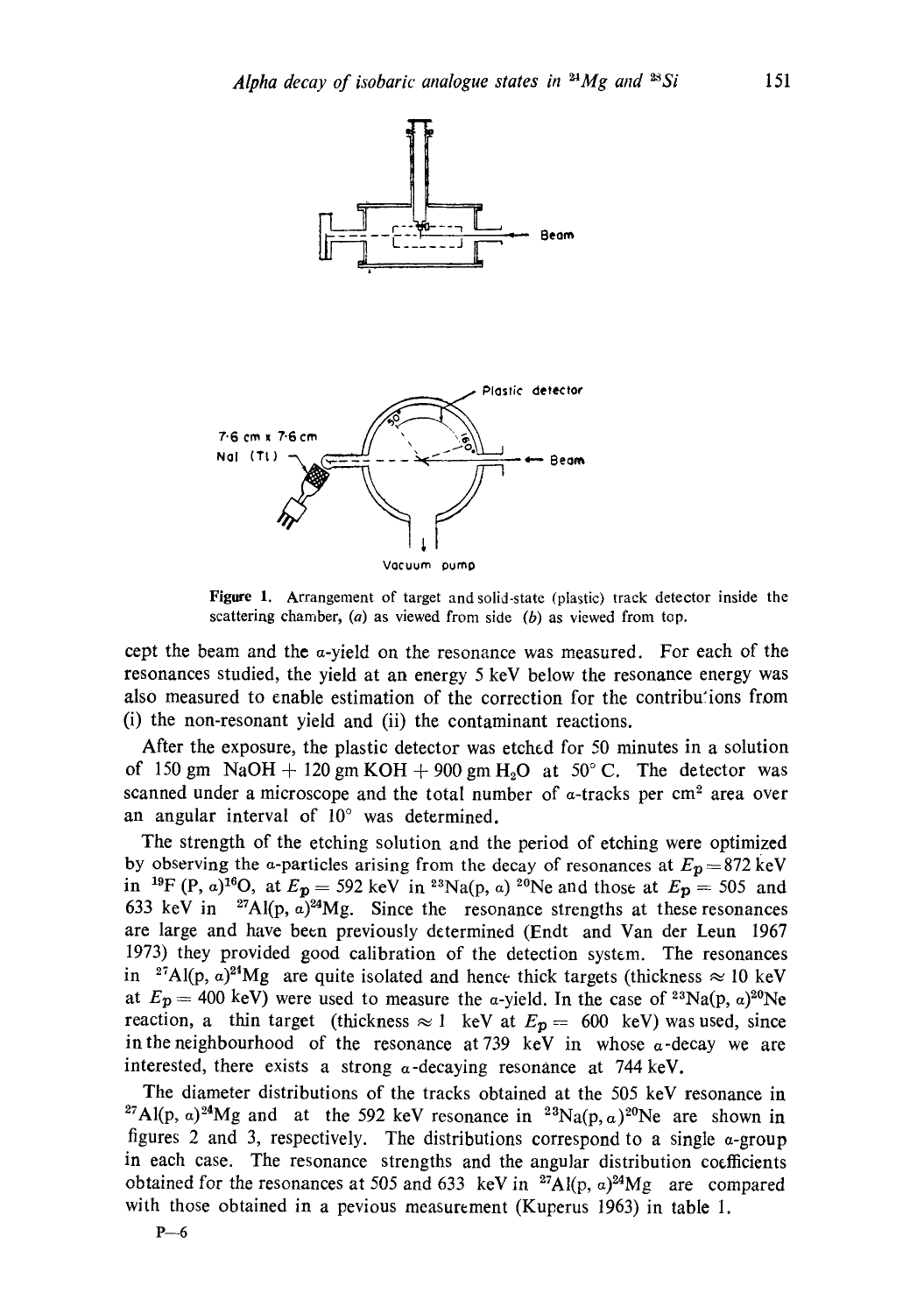Figure 1. Arrangement of target and solid-state (plastic) track detector inside the scattering chamber, (a) as viewed from side (b) as viewed from top.

cept the beam and the $\alpha$-yield on the resonance was measured. For each of the resonances studied, the yield at an energy 5 keV below the resonance energy was also measured to enable estimation of the correction for the contributions from (i) the non-resonant yield and (ii) the contaminant reactions.

After the exposure, the plastic detector was etched for 50 minutes in a solution of 150 gm NaOH + 120 gm KOH + 900 gm $H_2O$ at 50° C. The detector was scanned under a microscope and the total number of $\alpha$-tracks per cm$^2$ area over an angular interval of 10° was determined.

The strength of the etching solution and the period of etching were optimized by observing the $\alpha$-particles arising from the decay of resonances at $E_p = 872$ keV in $^{19}$F (P, $\alpha$)$^{16}$O, at $E_p = 592$ keV in $^{23}$Na(p, $\alpha$) $^{20}$Ne and those at $E_p = 505$ and 633 keV in $^{27}$Al(p, $\alpha$)$^{24}$Mg. Since the resonance strengths at these resonances are large and have been previously determined (Endt and Van der Leun 1967 1973) they provided good calibration of the detection system. The resonances in $^{27}$Al(p, $\alpha$)$^{24}$Mg are quite isolated and hence thick targets (thickness $\approx$ 10 keV at $E_p = 400$ keV) were used to measure the $\alpha$-yield. In the case of $^{23}$Na(p, $\alpha$)$^{20}$Ne reaction, a thin target (thickness $\approx$ 1 keV at $E_p = 600$ keV) was used, since in the neighbourhood of the resonance at 739 keV in whose $\alpha$-decay we are interested, there exists a strong $\alpha$-decaying resonance at 744 keV.

The diameter distributions of the tracks obtained at the 505 keV resonance in $^{27}$Al(p, $\alpha$)$^{24}$Mg and at the 592 keV resonance in $^{23}$Na(p, $\alpha$)$^{20}$Ne are shown in figures 2 and 3, respectively. The distributions correspond to a single $\alpha$-group in each case. The resonance strengths and the angular distribution coefficients obtained for the resonances at 505 and 633 keV in $^{27}$Al(p, $\alpha$)$^{24}$Mg are compared with those obtained in a pevious measurement (Kuperus 1963) in table 1.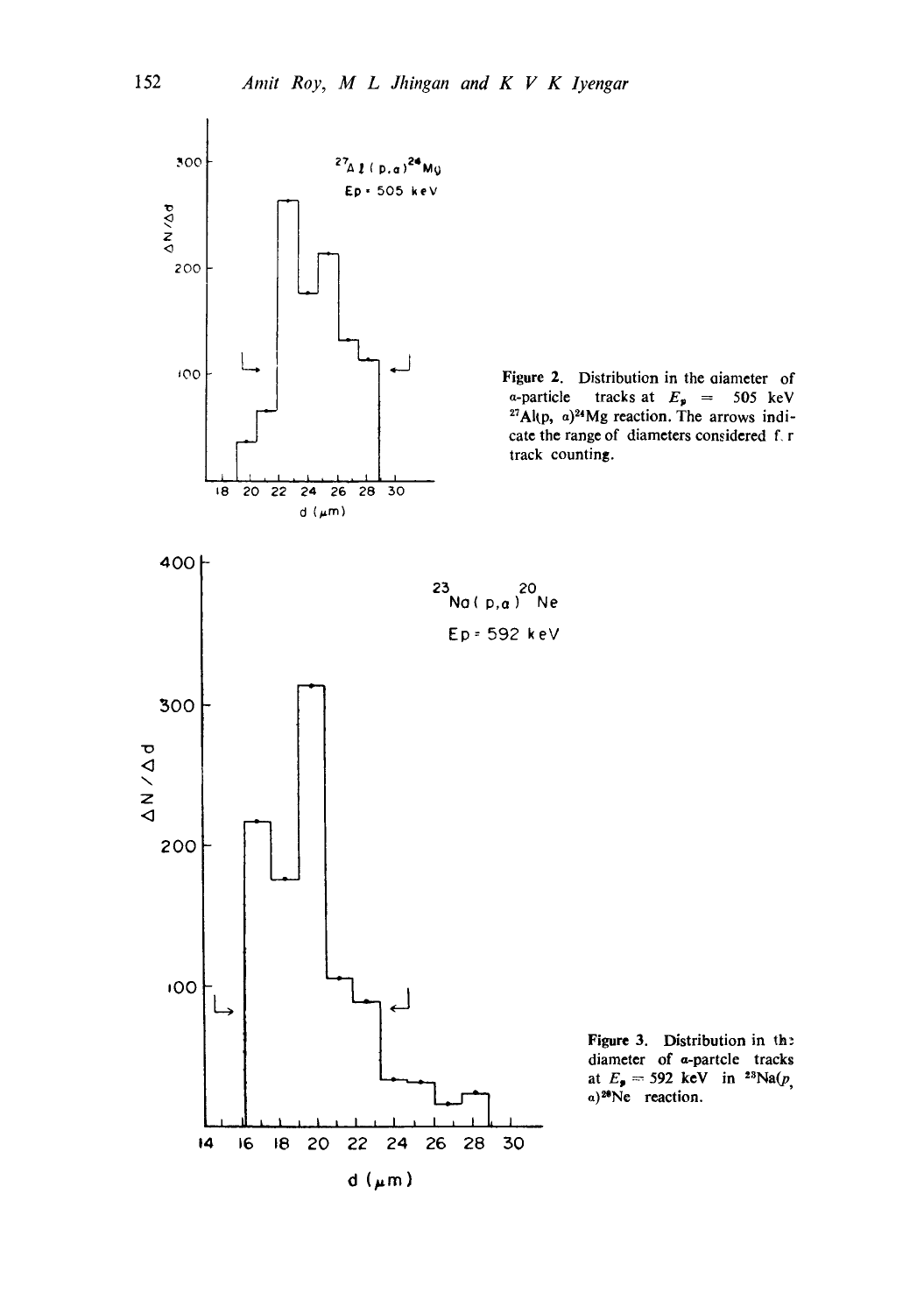**Figure 2.** Distribution in the diameter of α-particle tracks at $E_p$ = 505 keV $^{27}Al(p, \alpha)^{24}Mg$ reaction. The arrows indicate the range of diameters considered for track counting.

**Figure 3.** Distribution in the diameter of α-partcle tracks at $E_p$ = 592 keV in $^{23}Na(p, \alpha)^{20}Ne$ reaction.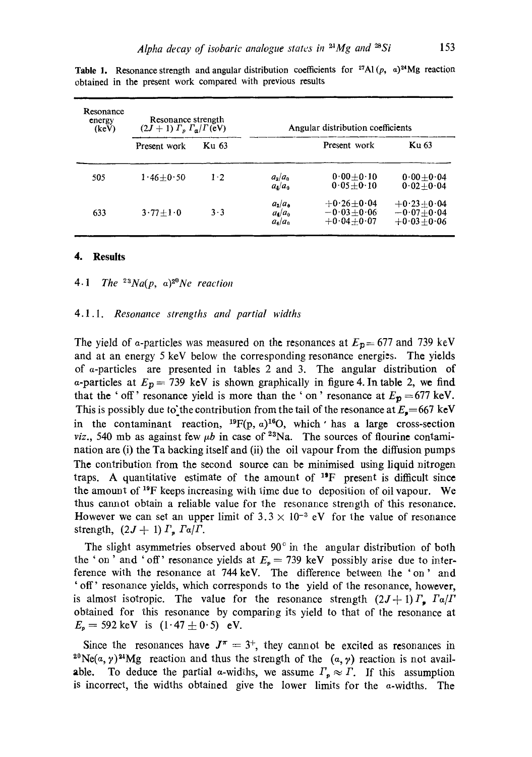**Table 1.** Resonance strength and angular distribution coefficients for $^{27}Al(p, \alpha)^{24}Mg$ reaction obtained in the present work compared with previous results

| Resonance energy (keV) | Resonance strength $(2J+1)\Gamma_p \Gamma_\alpha/\Gamma$ (eV) | | Angular distribution coefficients | | |
|---|---|---|---|---|---|
| | Present work | Ku 63 | | Present work | Ku 63 |
| 505 | $1 \cdot 46 \pm 0 \cdot 50$ | $1 \cdot 2$ | $a_2/a_0$ | $0 \cdot 00 \pm 0 \cdot 10$ | $0 \cdot 00 \pm 0 \cdot 04$ |
| | | | $a_4/a_0$ | $0 \cdot 05 \pm 0 \cdot 10$ | $0 \cdot 02 \pm 0 \cdot 04$ |
| 633 | $3 \cdot 77 \pm 1 \cdot 0$ | $3 \cdot 3$ | $a_2/a_0$ | $+0 \cdot 26 \pm 0 \cdot 04$ | $+0 \cdot 23 \pm 0 \cdot 04$ |
| | | | $a_4/a_0$ | $-0 \cdot 03 \pm 0 \cdot 06$ | $-0 \cdot 07 \pm 0 \cdot 04$ |
| | | | $a_6/a_0$ | $+0 \cdot 04 \pm 0 \cdot 07$ | $+0 \cdot 03 \pm 0 \cdot 06$ |

## 4. Results

### 4.1 *The $^{23}Na(p, \alpha)^{20}Ne$ reaction*

#### 4.1.1. *Resonance strengths and partial widths*

The yield of α-particles was measured on the resonances at $E_p = 677$ and 739 keV and at an energy 5 keV below the corresponding resonance energies. The yields of α-particles are presented in tables 2 and 3. The angular distribution of α-particles at $E_p = 739$ keV is shown graphically in figure 4. In table 2, we find that the 'off' resonance yield is more than the 'on' resonance at $E_p = 677$ keV. This is possibly due to the contribution from the tail of the resonance at $E_p = 667$ keV in the contaminant reaction, $^{19}F(p, \alpha)^{16}O$, which has a large cross-section *viz.*, 540 mb as against few μb in case of $^{23}Na$. The sources of flourine contamination are (i) the Ta backing itself and (ii) the oil vapour from the diffusion pumps The contribution from the second source can be minimised using liquid nitrogen traps. A quantitative estimate of the amount of $^{19}F$ present is difficult since the amount of $^{19}F$ keeps increasing with time due to deposition of oil vapour. We thus cannot obtain a reliable value for the resonance strength of this resonance. However we can set an upper limit of $3.3 \times 10^{-3}$ eV for the value of resonance strength, $(2J+1)\Gamma_p \Gamma\alpha/\Gamma$.

The slight asymmetries observed about 90° in the angular distribution of both the 'on' and 'off' resonance yields at $E_p = 739$ keV possibly arise due to interference with the resonance at 744 keV. The difference between the 'on' and 'off' resonance yields, which corresponds to the yield of the resonance, however, is almost isotropic. The value for the resonance strength $(2J+1)\Gamma_p \Gamma\alpha/\Gamma$ obtained for this resonance by comparing its yield to that of the resonance at $E_p = 592$ keV is $(1 \cdot 47 \pm 0 \cdot 5)$ eV.

Since the resonances have $J^\pi = 3^+$, they cannot be excited as resonances in $^{20}Ne(\alpha, \gamma)^{24}Mg$ reaction and thus the strength of the $(\alpha, \gamma)$ reaction is not available. To deduce the partial α-widths, we assume $\Gamma_p \approx \Gamma$. If this assumption is incorrect, the widths obtained give the lower limits for the α-widths. The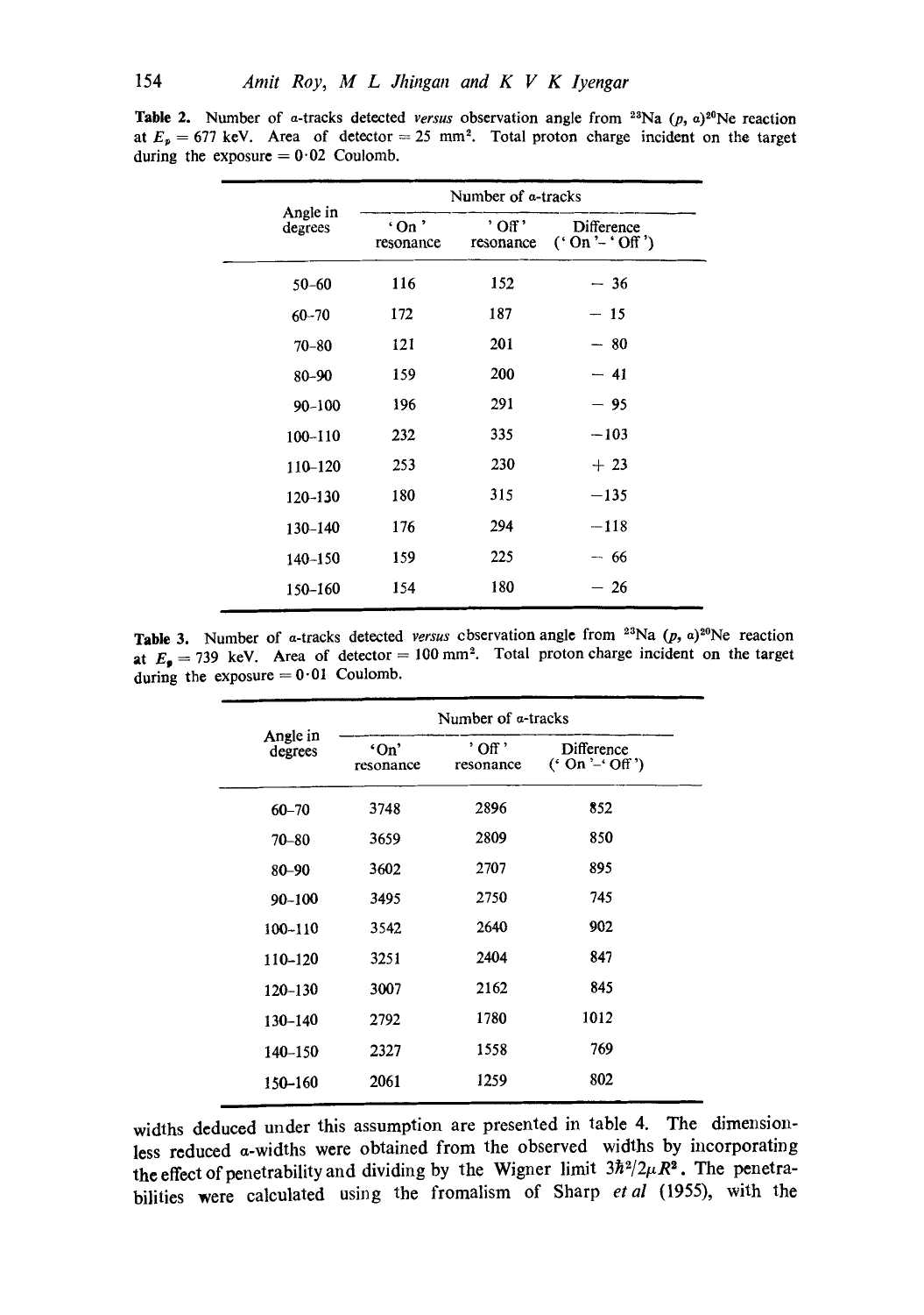**Table 2.** Number of α-tracks detected *versus* observation angle from $^{23}Na$ $(p, \alpha)^{20}Ne$ reaction at $E_p = 677$ keV. Area of detector = 25 mm$^2$. Total proton charge incident on the target during the exposure = 0·02 Coulomb.

| Angle in degrees | Number of α-tracks | | |
|---|---|---|---|
| | 'On' resonance | 'Off' resonance | Difference ('On' – 'Off') |
| 50–60 | 116 | 152 | – 36 |
| 60–70 | 172 | 187 | – 15 |
| 70–80 | 121 | 201 | – 80 |
| 80–90 | 159 | 200 | – 41 |
| 90–100 | 196 | 291 | – 95 |
| 100–110 | 232 | 335 | –103 |
| 110–120 | 253 | 230 | + 23 |
| 120–130 | 180 | 315 | –135 |
| 130–140 | 176 | 294 | –118 |
| 140–150 | 159 | 225 | – 66 |
| 150–160 | 154 | 180 | – 26 |

**Table 3.** Number of α-tracks detected *versus* observation angle from $^{23}Na$ $(p, \alpha)^{20}Ne$ reaction at $E_p = 739$ keV. Area of detector = 100 mm$^2$. Total proton charge incident on the target during the exposure = 0·01 Coulomb.

| Angle in degrees | Number of α-tracks | | |
|---|---|---|---|
| | 'On' resonance | 'Off' resonance | Difference ('On' – 'Off') |
| 60–70 | 3748 | 2896 | 852 |
| 70–80 | 3659 | 2809 | 850 |
| 80–90 | 3602 | 2707 | 895 |
| 90–100 | 3495 | 2750 | 745 |
| 100–110 | 3542 | 2640 | 902 |
| 110–120 | 3251 | 2404 | 847 |
| 120–130 | 3007 | 2162 | 845 |
| 130–140 | 2792 | 1780 | 1012 |
| 140–150 | 2327 | 1558 | 769 |
| 150–160 | 2061 | 1259 | 802 |

widths deduced under this assumption are presented in table 4. The dimensionless reduced α-widths were obtained from the observed widths by incorporating the effect of penetrability and dividing by the Wigner limit $3\hbar^2/2\mu R^2$. The penetrabilities were calculated using the fromalism of Sharp *et al* (1955), with the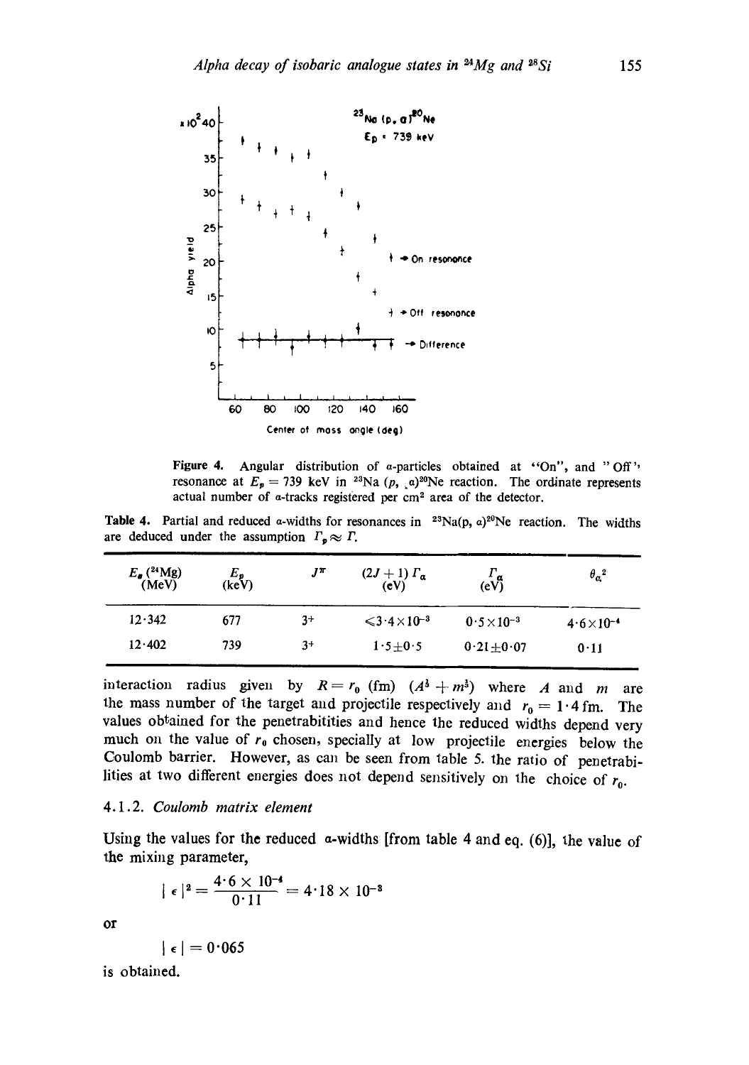Figure 4. Angular distribution of α-particles obtained at "On", and "Off" resonance at $E_p = 739$ keV in $^{23}$Na $(p, \alpha)^{20}$Ne reaction. The ordinate represents actual number of α-tracks registered per cm$^2$ area of the detector.

Table 4. Partial and reduced α-widths for resonances in $^{23}$Na$(p, \alpha)^{20}$Ne reaction. The widths are deduced under the assumption $\Gamma_p \approx \Gamma$.

| $E_x$ ($^{24}$Mg) (MeV) | $E_p$ (keV) | $J^\pi$ | $(2J+1)\,\Gamma_\alpha$ (eV) | $\Gamma_\alpha$ (eV) | $\theta_\alpha^2$ |
|---|---|---|---|---|---|
| 12·342 | 677 | $3^+$ | $<3{\cdot}4\times10^{-3}$ | $0{\cdot}5\times10^{-3}$ | $4{\cdot}6\times10^{-4}$ |
| 12·402 | 739 | $3^+$ | $1{\cdot}5\pm0{\cdot}5$ | $0{\cdot}21\pm0{\cdot}07$ | 0·11 |

interaction radius given by $R = r_0$ (fm) $(A^{\frac{1}{3}} + m^{\frac{1}{3}})$ where $A$ and $m$ are the mass number of the target and projectile respectively and $r_0 = 1{\cdot}4$ fm. The values obtained for the penetrabitities and hence the reduced widths depend very much on the value of $r_0$ chosen, specially at low projectile energies below the Coulomb barrier. However, as can be seen from table 5. the ratio of penetrabilities at two different energies does not depend sensitively on the choice of $r_0$.

### 4.1.2. *Coulomb matrix element*

Using the values for the reduced α-widths [from table 4 and eq. (6)], the value of the mixing parameter,

$$|\epsilon|^2 = \frac{4{\cdot}6 \times 10^{-4}}{0{\cdot}11} = 4{\cdot}18 \times 10^{-3}$$

or

$$|\epsilon| = 0{\cdot}065$$

is obtained.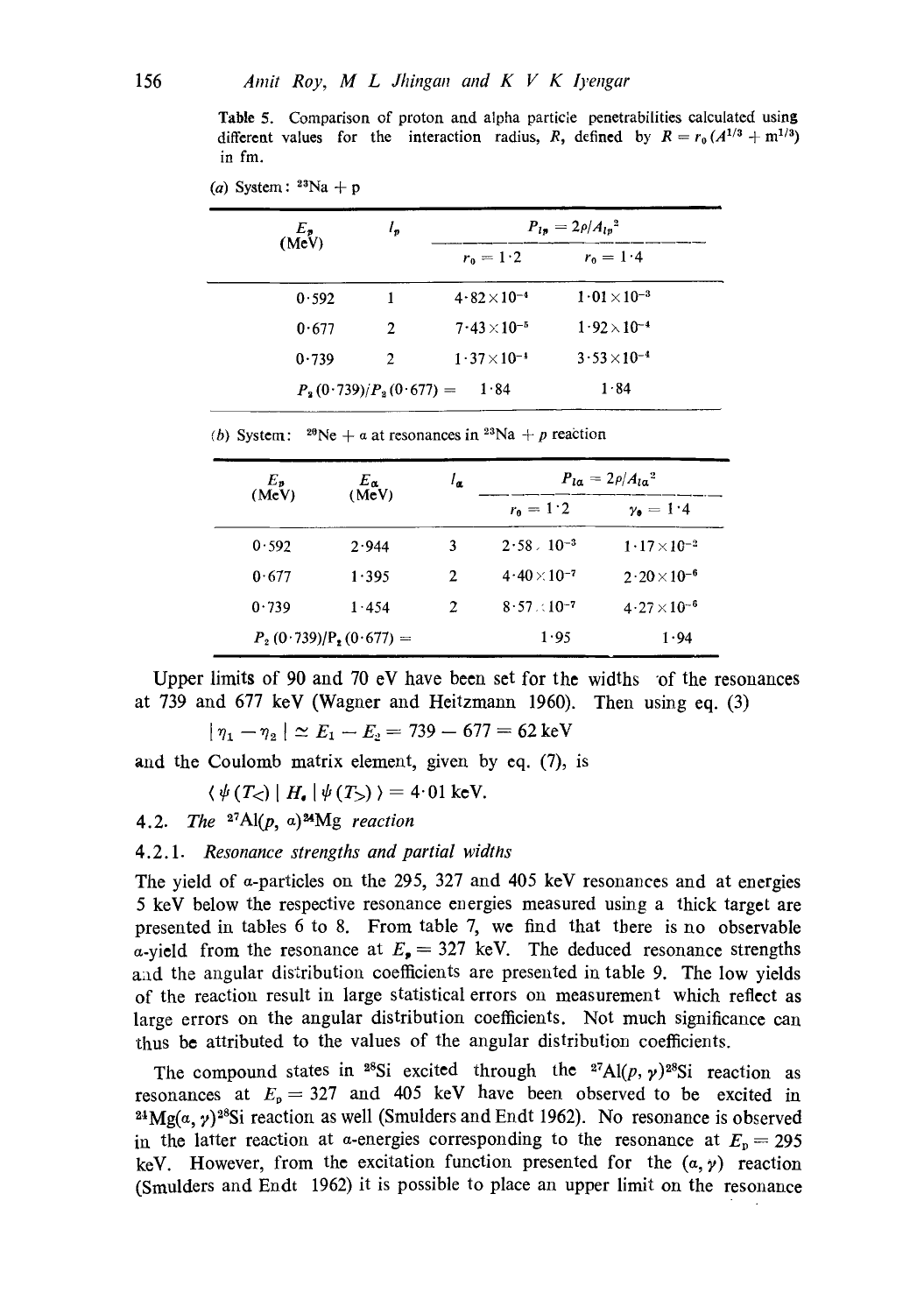**Table 5.** Comparison of proton and alpha particle penetrabilities calculated using different values for the interaction radius, $R$, defined by $R = r_0 (A^{1/3} + m^{1/3})$ in fm.

(a) System: $^{23}$Na + p

| $E_p$ (MeV) | $l_p$ | $P_{l_p} = 2\rho/A_{l_p}^2$ | |
|---|---|---|---|
| | | $r_0 = 1 \cdot 2$ | $r_0 = 1 \cdot 4$ |
| 0·592 | 1 | $4 \cdot 82 \times 10^{-4}$ | $1 \cdot 01 \times 10^{-3}$ |
| 0·677 | 2 | $7 \cdot 43 \times 10^{-5}$ | $1 \cdot 92 \times 10^{-4}$ |
| 0·739 | 2 | $1 \cdot 37 \times 10^{-4}$ | $3 \cdot 53 \times 10^{-4}$ |
| $P_2(0 \cdot 739)/P_2(0 \cdot 677) =$ | | 1·84 | 1·84 |

(b) System: $^{20}$Ne + $\alpha$ at resonances in $^{23}$Na + $p$ reaction

| $E_p$ (MeV) | $E_\alpha$ (MeV) | $l_\alpha$ | $P_{l\alpha} = 2\rho/A_{l\alpha}^2$ | |
|---|---|---|---|---|
| | | | $r_0 = 1 \cdot 2$ | $r_0 = 1 \cdot 4$ |
| 0·592 | 2·944 | 3 | $2 \cdot 58 \times 10^{-3}$ | $1 \cdot 17 \times 10^{-2}$ |
| 0·677 | 1·395 | 2 | $4 \cdot 40 \times 10^{-7}$ | $2 \cdot 20 \times 10^{-6}$ |
| 0·739 | 1·454 | 2 | $8 \cdot 57 \times 10^{-7}$ | $4 \cdot 27 \times 10^{-6}$ |
| $P_2(0 \cdot 739)/P_2(0 \cdot 677) =$ | | | 1·95 | 1·94 |

Upper limits of 90 and 70 eV have been set for the widths of the resonances at 739 and 677 keV (Wagner and Heitzmann 1960). Then using eq. (3)

$$|\eta_1 - \eta_2| \simeq E_1 - E_2 = 739 - 677 = 62 \text{ keV}$$

and the Coulomb matrix element, given by eq. (7), is

$$\langle \psi(T_<) \mid H_c \mid \psi(T_>) \rangle = 4 \cdot 01 \text{ keV}.$$

### 4.2. *The* $^{27}$Al$(p, \alpha)^{24}$Mg *reaction*

#### 4.2.1. *Resonance strengths and partial widths*

The yield of $\alpha$-particles on the 295, 327 and 405 keV resonances and at energies 5 keV below the respective resonance energies measured using a thick target are presented in tables 6 to 8. From table 7, we find that there is no observable $\alpha$-yield from the resonance at $E_p = 327$ keV. The deduced resonance strengths and the angular distribution coefficients are presented in table 9. The low yields of the reaction result in large statistical errors on measurement which reflect as large errors on the angular distribution coefficients. Not much significance can thus be attributed to the values of the angular distribution coefficients.

The compound states in $^{28}$Si excited through the $^{27}$Al$(p, \gamma)^{28}$Si reaction as resonances at $E_p = 327$ and 405 keV have been observed to be excited in $^{24}$Mg$(\alpha, \gamma)^{28}$Si reaction as well (Smulders and Endt 1962). No resonance is observed in the latter reaction at $\alpha$-energies corresponding to the resonance at $E_p = 295$ keV. However, from the excitation function presented for the $(\alpha, \gamma)$ reaction (Smulders and Endt 1962) it is possible to place an upper limit on the resonance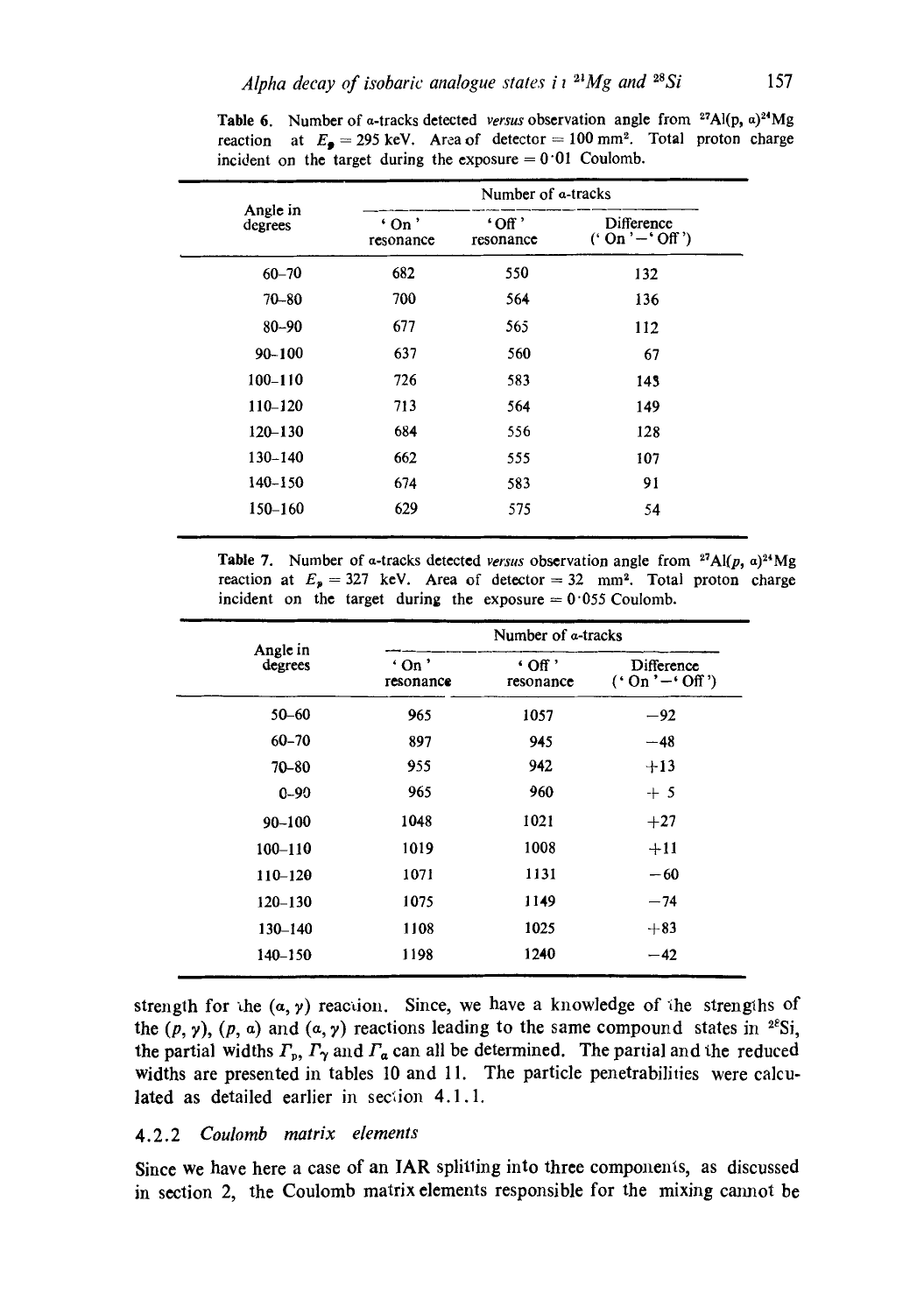**Table 6.** Number of α-tracks detected *versus* observation angle from $^{27}Al(p, \alpha)^{24}Mg$ reaction at $E_p = 295$ keV. Area of detector = 100 mm². Total proton charge incident on the target during the exposure = 0·01 Coulomb.

| Angle in degrees | Number of α-tracks | | |
|---|---|---|---|
| | 'On' resonance | 'Off' resonance | Difference ('On'−'Off') |
| 60–70 | 682 | 550 | 132 |
| 70–80 | 700 | 564 | 136 |
| 80–90 | 677 | 565 | 112 |
| 90–100 | 637 | 560 | 67 |
| 100–110 | 726 | 583 | 143 |
| 110–120 | 713 | 564 | 149 |
| 120–130 | 684 | 556 | 128 |
| 130–140 | 662 | 555 | 107 |
| 140–150 | 674 | 583 | 91 |
| 150–160 | 629 | 575 | 54 |

**Table 7.** Number of α-tracks detected *versus* observation angle from $^{27}Al(p, \alpha)^{24}Mg$ reaction at $E_p = 327$ keV. Area of detector = 32 mm². Total proton charge incident on the target during the exposure = 0·055 Coulomb.

| Angle in degrees | Number of α-tracks | | |
|---|---|---|---|
| | 'On' resonance | 'Off' resonance | Difference ('On'−'Off') |
| 50–60 | 965 | 1057 | −92 |
| 60–70 | 897 | 945 | −48 |
| 70–80 | 955 | 942 | +13 |
| 0–90 | 965 | 960 | + 5 |
| 90–100 | 1048 | 1021 | +27 |
| 100–110 | 1019 | 1008 | +11 |
| 110–120 | 1071 | 1131 | −60 |
| 120–130 | 1075 | 1149 | −74 |
| 130–140 | 1108 | 1025 | +83 |
| 140–150 | 1198 | 1240 | −42 |

strength for the $(\alpha, \gamma)$ reaction. Since, we have a knowledge of the strengths of the $(p, \gamma)$, $(p, \alpha)$ and $(\alpha, \gamma)$ reactions leading to the same compound states in $^{28}Si$, the partial widths $\Gamma_p$, $\Gamma_\gamma$ and $\Gamma_\alpha$ can all be determined. The partial and the reduced widths are presented in tables 10 and 11. The particle penetrabilities were calculated as detailed earlier in section 4.1.1.

### 4.2.2 *Coulomb matrix elements*

Since we have here a case of an IAR splitting into three components, as discussed in section 2, the Coulomb matrix elements responsible for the mixing cannot be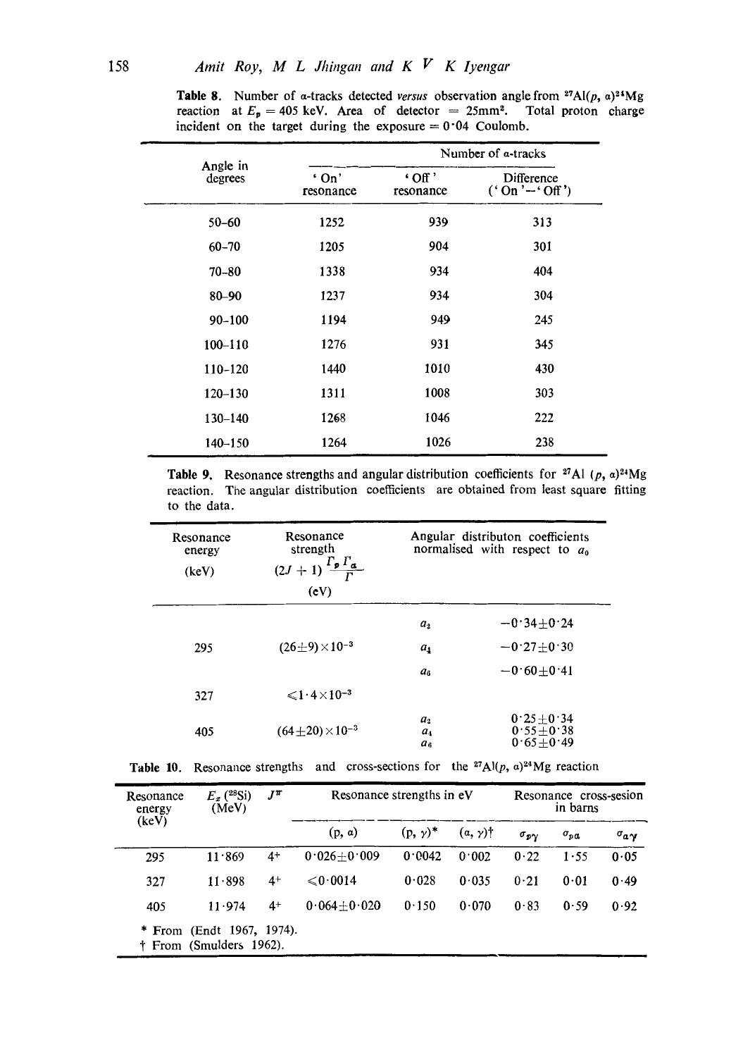**Table 8.** Number of α-tracks detected *versus* observation angle from $^{27}Al(p, \alpha)^{24}Mg$ reaction at $E_p = 405$ keV. Area of detector = 25mm². Total proton charge incident on the target during the exposure = 0·04 Coulomb.

| Angle in degrees | Number of α-tracks | | |
|---|---|---|---|
| | 'On' resonance | 'Off' resonance | Difference ('On'−'Off') |
| 50–60 | 1252 | 939 | 313 |
| 60–70 | 1205 | 904 | 301 |
| 70–80 | 1338 | 934 | 404 |
| 80–90 | 1237 | 934 | 304 |
| 90–100 | 1194 | 949 | 245 |
| 100–110 | 1276 | 931 | 345 |
| 110–120 | 1440 | 1010 | 430 |
| 120–130 | 1311 | 1008 | 303 |
| 130–140 | 1268 | 1046 | 222 |
| 140–150 | 1264 | 1026 | 238 |

**Table 9.** Resonance strengths and angular distribution coefficients for $^{27}Al\ (p, \alpha)^{24}Mg$ reaction. The angular distribution coefficients are obtained from least square fitting to the data.

| Resonance energy (keV) | Resonance strength $(2J+1)\frac{\Gamma_p \Gamma_\alpha}{\Gamma}$ (eV) | Angular distributon coefficients normalised with respect to $a_0$ | |
|---|---|---|---|
| | | $a_2$ | −0·34±0·24 |
| 295 | (26±9)×10⁻³ | $a_4$ | −0·27±0·30 |
| | | $a_6$ | −0·60±0·41 |
| 327 | ⩽1·4×10⁻³ | | |
| | | $a_2$ | 0·25±0·34 |
| 405 | (64±20)×10⁻³ | $a_4$ | 0·55±0·38 |
| | | $a_6$ | 0·65±0·49 |

**Table 10.** Resonance strengths and cross-sections for the $^{27}Al(p, \alpha)^{24}Mg$ reaction

| Resonance energy (keV) | $E_x$ ($^{28}$Si) (MeV) | $J^\pi$ | Resonance strengths in eV | | | Resonance cross-sesion in barns | | |
|---|---|---|---|---|---|---|---|---|
| | | | (p, α) | (p, γ)* | (α, γ)† | $\sigma_{p\gamma}$ | $\sigma_{p\alpha}$ | $\sigma_{\alpha\gamma}$ |
| 295 | 11·869 | 4⁺ | 0·026±0·009 | 0·0042 | 0·002 | 0·22 | 1·55 | 0·05 |
| 327 | 11·898 | 4⁺ | ⩽0·0014 | 0·028 | 0·035 | 0·21 | 0·01 | 0·49 |
| 405 | 11·974 | 4⁺ | 0·064±0·020 | 0·150 | 0·070 | 0·83 | 0·59 | 0·92 |

\* From (Endt 1967, 1974).
† From (Smulders 1962).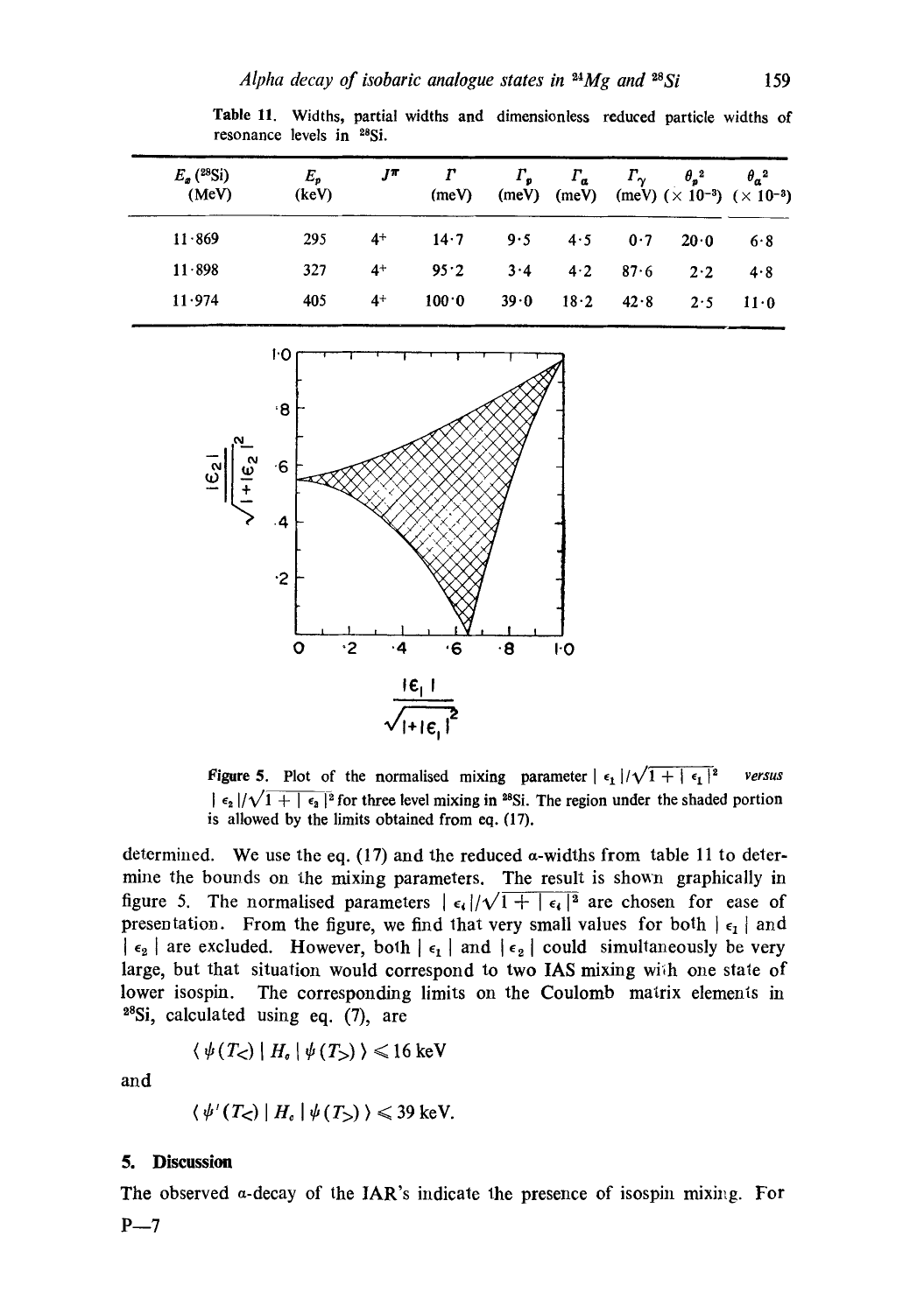Table 11. Widths, partial widths and dimensionless reduced particle widths of resonance levels in $^{28}$Si.

| $E_x$ ($^{28}$Si) (MeV) | $E_p$ (keV) | $J^\pi$ | $\Gamma$ (meV) | $\Gamma_p$ (meV) | $\Gamma_\alpha$ (meV) | $\Gamma_\gamma$ (meV) | $\theta_p^2$ ($\times 10^{-3}$) | $\theta_\alpha^2$ ($\times 10^{-3}$) |
|---|---|---|---|---|---|---|---|---|
| 11·869 | 295 | $4^+$ | 14·7 | 9·5 | 4·5 | 0·7 | 20·0 | 6·8 |
| 11·898 | 327 | $4^+$ | 95·2 | 3·4 | 4·2 | 87·6 | 2·2 | 4·8 |
| 11·974 | 405 | $4^+$ | 100·0 | 39·0 | 18·2 | 42·8 | 2·5 | 11·0 |

Figure 5. Plot of the normalised mixing parameter $|\epsilon_1|/\sqrt{1+|\epsilon_1|^2}$ versus $|\epsilon_2|/\sqrt{1+|\epsilon_2|^2}$ for three level mixing in $^{28}$Si. The region under the shaded portion is allowed by the limits obtained from eq. (17).

determined. We use the eq. (17) and the reduced $\alpha$-widths from table 11 to determine the bounds on the mixing parameters. The result is shown graphically in figure 5. The normalised parameters $|\epsilon_i|/\sqrt{1+|\epsilon_i|^2}$ are chosen for ease of presentation. From the figure, we find that very small values for both $|\epsilon_1|$ and $|\epsilon_2|$ are excluded. However, both $|\epsilon_1|$ and $|\epsilon_2|$ could simultaneously be very large, but that situation would correspond to two IAS mixing with one state of lower isospin. The corresponding limits on the Coulomb matrix elements in $^{28}$Si, calculated using eq. (7), are

$$\langle \psi(T_<) \mid H_c \mid \psi(T_>) \rangle \leqslant 16 \text{ keV}$$

and

$$\langle \psi'(T_<) \mid H_c \mid \psi(T_>) \rangle \leqslant 39 \text{ keV}.$$

## 5. Discussion

The observed $\alpha$-decay of the IAR's indicate the presence of isospin mixing. For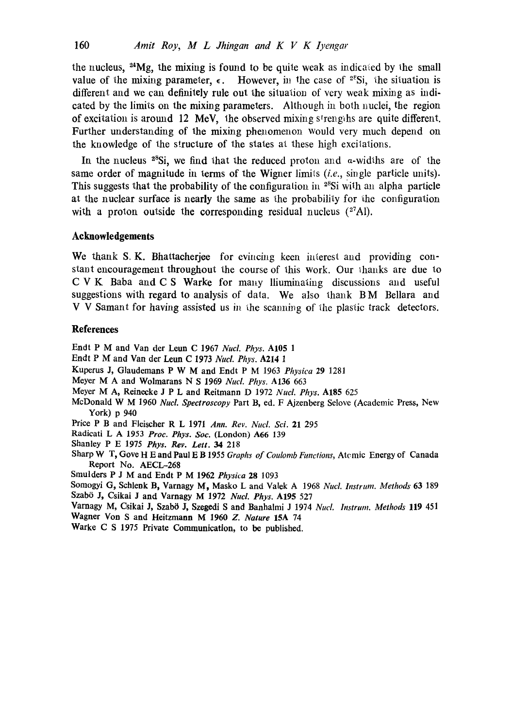the nucleus, $^{24}$Mg, the mixing is found to be quite weak as indicated by the small value of the mixing parameter, $\epsilon$. However, in the case of $^{28}$Si, the situation is different and we can definitely rule out the situation of very weak mixing as indicated by the limits on the mixing parameters. Although in both nuclei, the region of excitation is around 12 MeV, the observed mixing strengths are quite different. Further understanding of the mixing phenomenon would very much depend on the knowledge of the structure of the states at these high excitations.

In the nucleus $^{28}$Si, we find that the reduced proton and $\alpha$-widths are of the same order of magnitude in terms of the Wigner limits (*i.e.*, single particle units). This suggests that the probability of the configuration in $^{28}$Si with an alpha particle at the nuclear surface is nearly the same as the probability for the configuration with a proton outside the corresponding residual nucleus ($^{27}$Al).

## Acknowledgements

We thank S. K. Bhattacherjee for evincing keen interest and providing constant encouragement throughout the course of this work. Our thanks are due to C V K Baba and C S Warke for many illuminating discussions and useful suggestions with regard to analysis of data. We also thank B M Bellara and V V Samant for having assisted us in the scanning of the plastic track detectors.

## References

Endt P M and Van der Leun C 1967 *Nucl. Phys.* **A105** 1

Endt P M and Van der Leun C 1973 *Nucl. Phys.* **A214** 1

Kuperus J, Glaudemans P W M and Endt P M 1963 *Physica* **29** 1281

Meyer M A and Wolmarans N S 1969 *Nucl. Phys.* **A136** 663

Meyer M A, Reinecke J P L and Reitmann D 1972 *Nucl. Phys.* **A185** 625

McDonald W M 1960 *Nucl. Spectroscopy* Part B, ed. F Ajzenberg Selove (Academic Press, New York) p 940

Price P B and Fleischer R L 1971 *Ann. Rev. Nucl. Sci.* **21** 295

Radicati L A 1953 *Proc. Phys. Soc.* (London) **A66** 139

Shanley P E 1975 *Phys. Rev. Lett.* **34** 218

Sharp W T, Gove H E and Paul E B 1955 *Graphs of Coulomb Functions*, Atomic Energy of Canada Report No. AECL-268

Smulders P J M and Endt P M 1962 *Physica* **28** 1093

Somogyi G, Schlenk B, Varnagy M, Masko L and Valek A 1968 *Nucl. Instrum. Methods* **63** 189

Szabö J, Csikai J and Varnagy M 1972 *Nucl. Phys.* **A195** 527

Varnagy M, Csikai J, Szabö J, Szegedi S and Banhalmi J 1974 *Nucl. Instrum. Methods* **119** 451

Wagner Von S and Heitzmann M 1960 *Z. Nature* **15A** 74

Warke C S 1975 Private Communication, to be published.